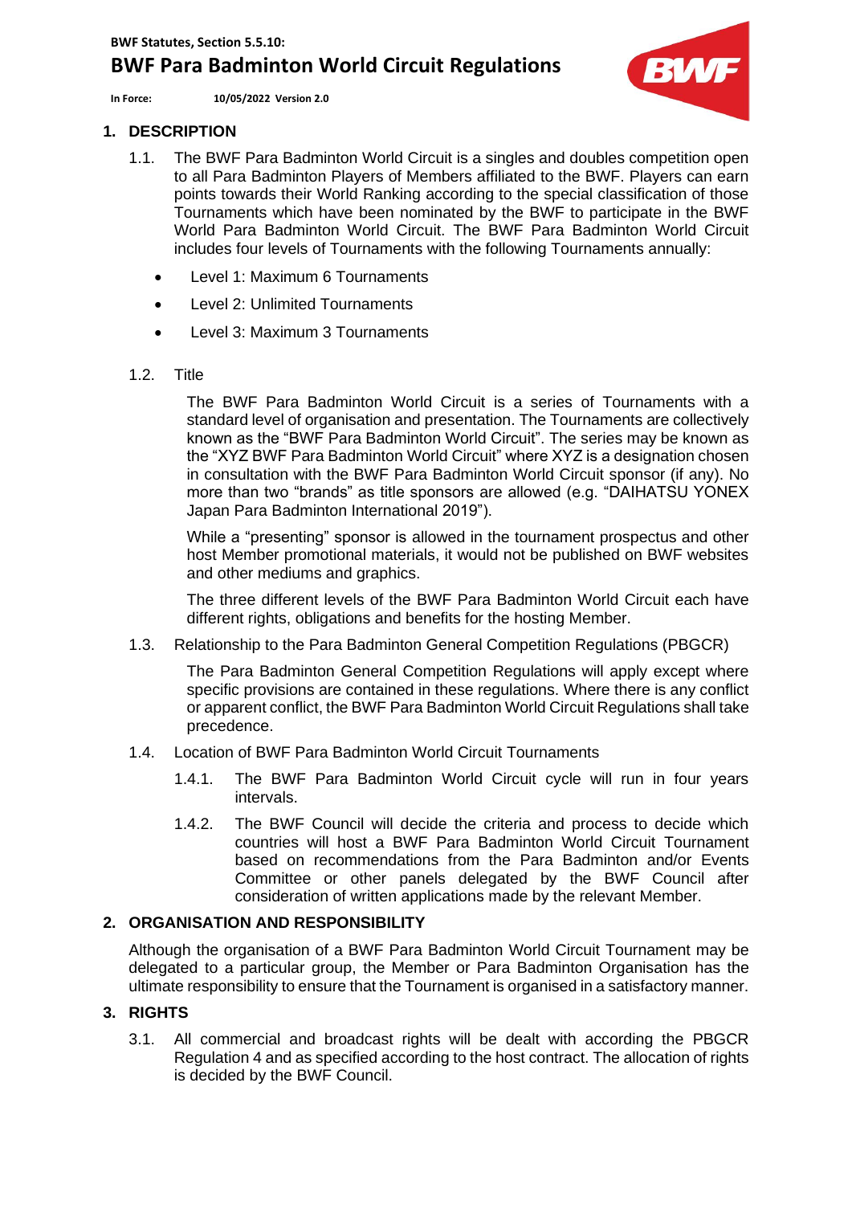**BWF Statutes, Section 5.5.10:**

# BWF Para Badminton World Circuit Regulations

**In Force:** **10/05/2022 Version 2.0**

## 1. DESCRIPTION

1.1. The BWF Para Badminton World Circuit is a singles and doubles competition open to all Para Badminton Players of Members affiliated to the BWF. Players can earn points towards their World Ranking according to the special classification of those Tournaments which have been nominated by the BWF to participate in the BWF World Para Badminton World Circuit. The BWF Para Badminton World Circuit includes four levels of Tournaments with the following Tournaments annually:

- Level 1: Maximum 6 Tournaments
- Level 2: Unlimited Tournaments
- Level 3: Maximum 3 Tournaments

1.2. Title

The BWF Para Badminton World Circuit is a series of Tournaments with a standard level of organisation and presentation. The Tournaments are collectively known as the "BWF Para Badminton World Circuit". The series may be known as the "XYZ BWF Para Badminton World Circuit" where XYZ is a designation chosen in consultation with the BWF Para Badminton World Circuit sponsor (if any). No more than two "brands" as title sponsors are allowed (e.g. "DAIHATSU YONEX Japan Para Badminton International 2019").

While a "presenting" sponsor is allowed in the tournament prospectus and other host Member promotional materials, it would not be published on BWF websites and other mediums and graphics.

The three different levels of the BWF Para Badminton World Circuit each have different rights, obligations and benefits for the hosting Member.

1.3. Relationship to the Para Badminton General Competition Regulations (PBGCR)

The Para Badminton General Competition Regulations will apply except where specific provisions are contained in these regulations. Where there is any conflict or apparent conflict, the BWF Para Badminton World Circuit Regulations shall take precedence.

1.4. Location of BWF Para Badminton World Circuit Tournaments

1.4.1. The BWF Para Badminton World Circuit cycle will run in four years intervals.

1.4.2. The BWF Council will decide the criteria and process to decide which countries will host a BWF Para Badminton World Circuit Tournament based on recommendations from the Para Badminton and/or Events Committee or other panels delegated by the BWF Council after consideration of written applications made by the relevant Member.

## 2. ORGANISATION AND RESPONSIBILITY

Although the organisation of a BWF Para Badminton World Circuit Tournament may be delegated to a particular group, the Member or Para Badminton Organisation has the ultimate responsibility to ensure that the Tournament is organised in a satisfactory manner.

## 3. RIGHTS

3.1. All commercial and broadcast rights will be dealt with according the PBGCR Regulation 4 and as specified according to the host contract. The allocation of rights is decided by the BWF Council.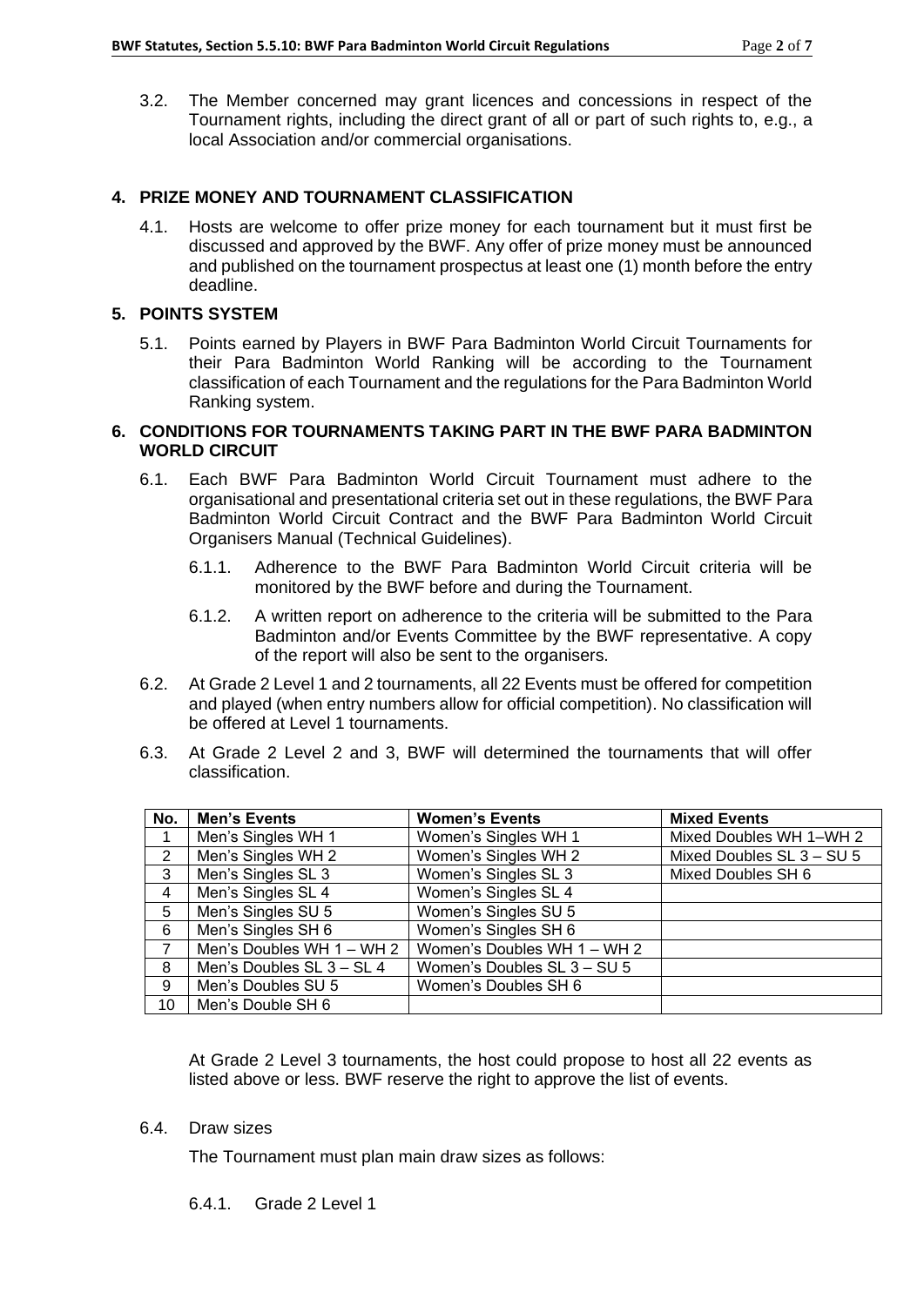3.2. The Member concerned may grant licences and concessions in respect of the Tournament rights, including the direct grant of all or part of such rights to, e.g., a local Association and/or commercial organisations.

## 4. PRIZE MONEY AND TOURNAMENT CLASSIFICATION

4.1. Hosts are welcome to offer prize money for each tournament but it must first be discussed and approved by the BWF. Any offer of prize money must be announced and published on the tournament prospectus at least one (1) month before the entry deadline.

## 5. POINTS SYSTEM

5.1. Points earned by Players in BWF Para Badminton World Circuit Tournaments for their Para Badminton World Ranking will be according to the Tournament classification of each Tournament and the regulations for the Para Badminton World Ranking system.

## 6. CONDITIONS FOR TOURNAMENTS TAKING PART IN THE BWF PARA BADMINTON WORLD CIRCUIT

6.1. Each BWF Para Badminton World Circuit Tournament must adhere to the organisational and presentational criteria set out in these regulations, the BWF Para Badminton World Circuit Contract and the BWF Para Badminton World Circuit Organisers Manual (Technical Guidelines).

6.1.1. Adherence to the BWF Para Badminton World Circuit criteria will be monitored by the BWF before and during the Tournament.

6.1.2. A written report on adherence to the criteria will be submitted to the Para Badminton and/or Events Committee by the BWF representative. A copy of the report will also be sent to the organisers.

6.2. At Grade 2 Level 1 and 2 tournaments, all 22 Events must be offered for competition and played (when entry numbers allow for official competition). No classification will be offered at Level 1 tournaments.

6.3. At Grade 2 Level 2 and 3, BWF will determined the tournaments that will offer classification.

| No. | Men's Events | Women's Events | Mixed Events |
|---|---|---|---|
| 1 | Men's Singles WH 1 | Women's Singles WH 1 | Mixed Doubles WH 1–WH 2 |
| 2 | Men's Singles WH 2 | Women's Singles WH 2 | Mixed Doubles SL 3 – SU 5 |
| 3 | Men's Singles SL 3 | Women's Singles SL 3 | Mixed Doubles SH 6 |
| 4 | Men's Singles SL 4 | Women's Singles SL 4 | |
| 5 | Men's Singles SU 5 | Women's Singles SU 5 | |
| 6 | Men's Singles SH 6 | Women's Singles SH 6 | |
| 7 | Men's Doubles WH 1 – WH 2 | Women's Doubles WH 1 – WH 2 | |
| 8 | Men's Doubles SL 3 – SL 4 | Women's Doubles SL 3 – SU 5 | |
| 9 | Men's Doubles SU 5 | Women's Doubles SH 6 | |
| 10 | Men's Double SH 6 | | |

At Grade 2 Level 3 tournaments, the host could propose to host all 22 events as listed above or less. BWF reserve the right to approve the list of events.

6.4. Draw sizes

The Tournament must plan main draw sizes as follows:

6.4.1. Grade 2 Level 1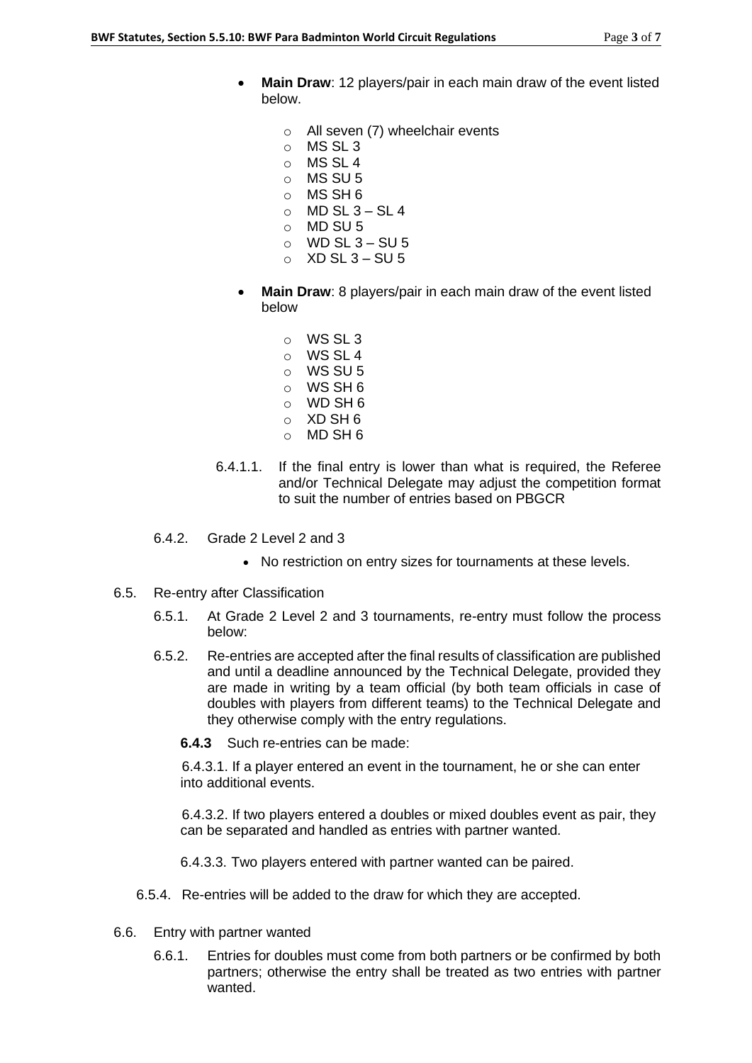- **Main Draw**: 12 players/pair in each main draw of the event listed below.
  - All seven (7) wheelchair events
  - MS SL 3
  - MS SL 4
  - MS SU 5
  - MS SH 6
  - MD SL 3 – SL 4
  - MD SU 5
  - WD SL 3 – SU 5
  - XD SL 3 – SU 5
- **Main Draw**: 8 players/pair in each main draw of the event listed below
  - WS SL 3
  - WS SL 4
  - WS SU 5
  - WS SH 6
  - WD SH 6
  - XD SH 6
  - MD SH 6

6.4.1.1. If the final entry is lower than what is required, the Referee and/or Technical Delegate may adjust the competition format to suit the number of entries based on PBGCR

6.4.2. Grade 2 Level 2 and 3

- No restriction on entry sizes for tournaments at these levels.

6.5. Re-entry after Classification

6.5.1. At Grade 2 Level 2 and 3 tournaments, re-entry must follow the process below:

6.5.2. Re-entries are accepted after the final results of classification are published and until a deadline announced by the Technical Delegate, provided they are made in writing by a team official (by both team officials in case of doubles with players from different teams) to the Technical Delegate and they otherwise comply with the entry regulations.

**6.4.3** Such re-entries can be made:

6.4.3.1. If a player entered an event in the tournament, he or she can enter into additional events.

6.4.3.2. If two players entered a doubles or mixed doubles event as pair, they can be separated and handled as entries with partner wanted.

6.4.3.3. Two players entered with partner wanted can be paired.

6.5.4. Re-entries will be added to the draw for which they are accepted.

6.6. Entry with partner wanted

6.6.1. Entries for doubles must come from both partners or be confirmed by both partners; otherwise the entry shall be treated as two entries with partner wanted.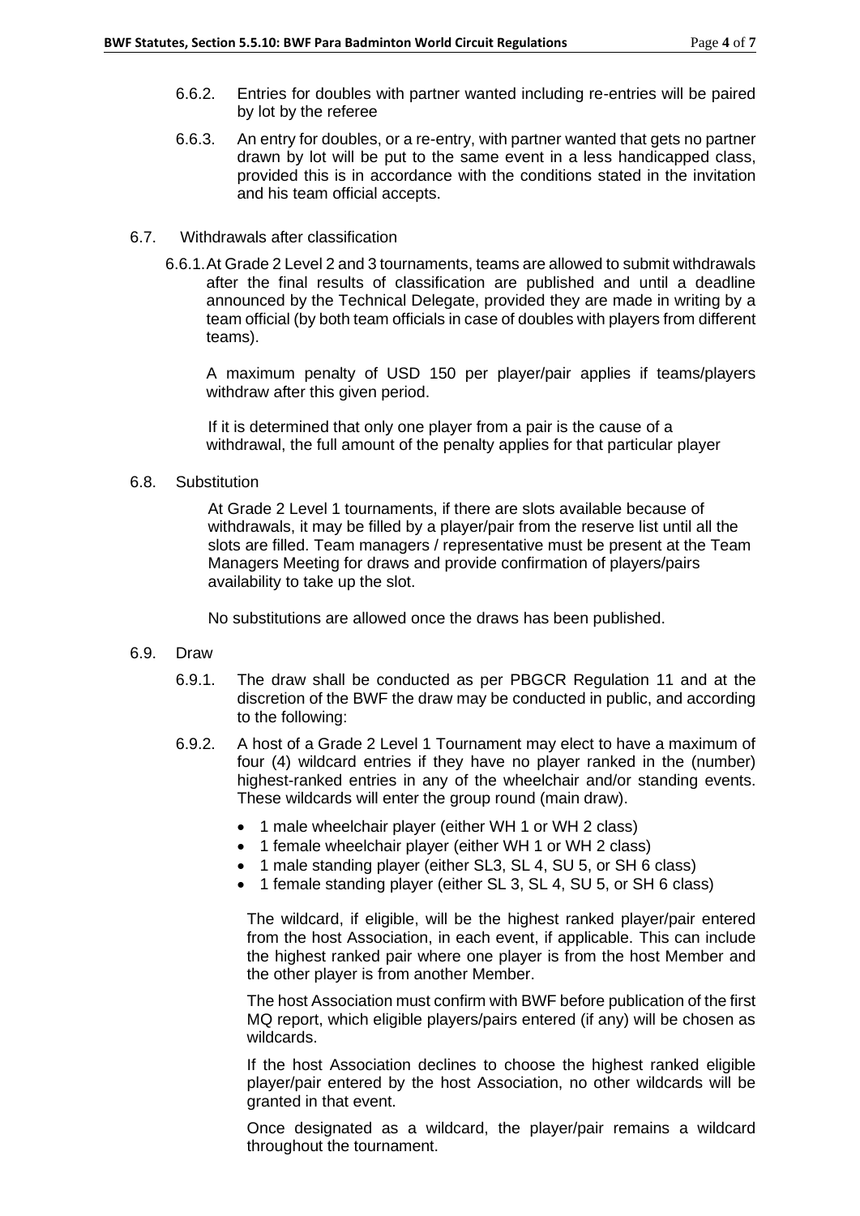6.6.2. Entries for doubles with partner wanted including re-entries will be paired by lot by the referee

6.6.3. An entry for doubles, or a re-entry, with partner wanted that gets no partner drawn by lot will be put to the same event in a less handicapped class, provided this is in accordance with the conditions stated in the invitation and his team official accepts.

6.7. Withdrawals after classification

6.6.1. At Grade 2 Level 2 and 3 tournaments, teams are allowed to submit withdrawals after the final results of classification are published and until a deadline announced by the Technical Delegate, provided they are made in writing by a team official (by both team officials in case of doubles with players from different teams).

A maximum penalty of USD 150 per player/pair applies if teams/players withdraw after this given period.

If it is determined that only one player from a pair is the cause of a withdrawal, the full amount of the penalty applies for that particular player

6.8. Substitution

At Grade 2 Level 1 tournaments, if there are slots available because of withdrawals, it may be filled by a player/pair from the reserve list until all the slots are filled. Team managers / representative must be present at the Team Managers Meeting for draws and provide confirmation of players/pairs availability to take up the slot.

No substitutions are allowed once the draws has been published.

6.9. Draw

6.9.1. The draw shall be conducted as per PBGCR Regulation 11 and at the discretion of the BWF the draw may be conducted in public, and according to the following:

6.9.2. A host of a Grade 2 Level 1 Tournament may elect to have a maximum of four (4) wildcard entries if they have no player ranked in the (number) highest-ranked entries in any of the wheelchair and/or standing events. These wildcards will enter the group round (main draw).

- 1 male wheelchair player (either WH 1 or WH 2 class)
- 1 female wheelchair player (either WH 1 or WH 2 class)
- 1 male standing player (either SL3, SL 4, SU 5, or SH 6 class)
- 1 female standing player (either SL 3, SL 4, SU 5, or SH 6 class)

The wildcard, if eligible, will be the highest ranked player/pair entered from the host Association, in each event, if applicable. This can include the highest ranked pair where one player is from the host Member and the other player is from another Member.

The host Association must confirm with BWF before publication of the first MQ report, which eligible players/pairs entered (if any) will be chosen as wildcards.

If the host Association declines to choose the highest ranked eligible player/pair entered by the host Association, no other wildcards will be granted in that event.

Once designated as a wildcard, the player/pair remains a wildcard throughout the tournament.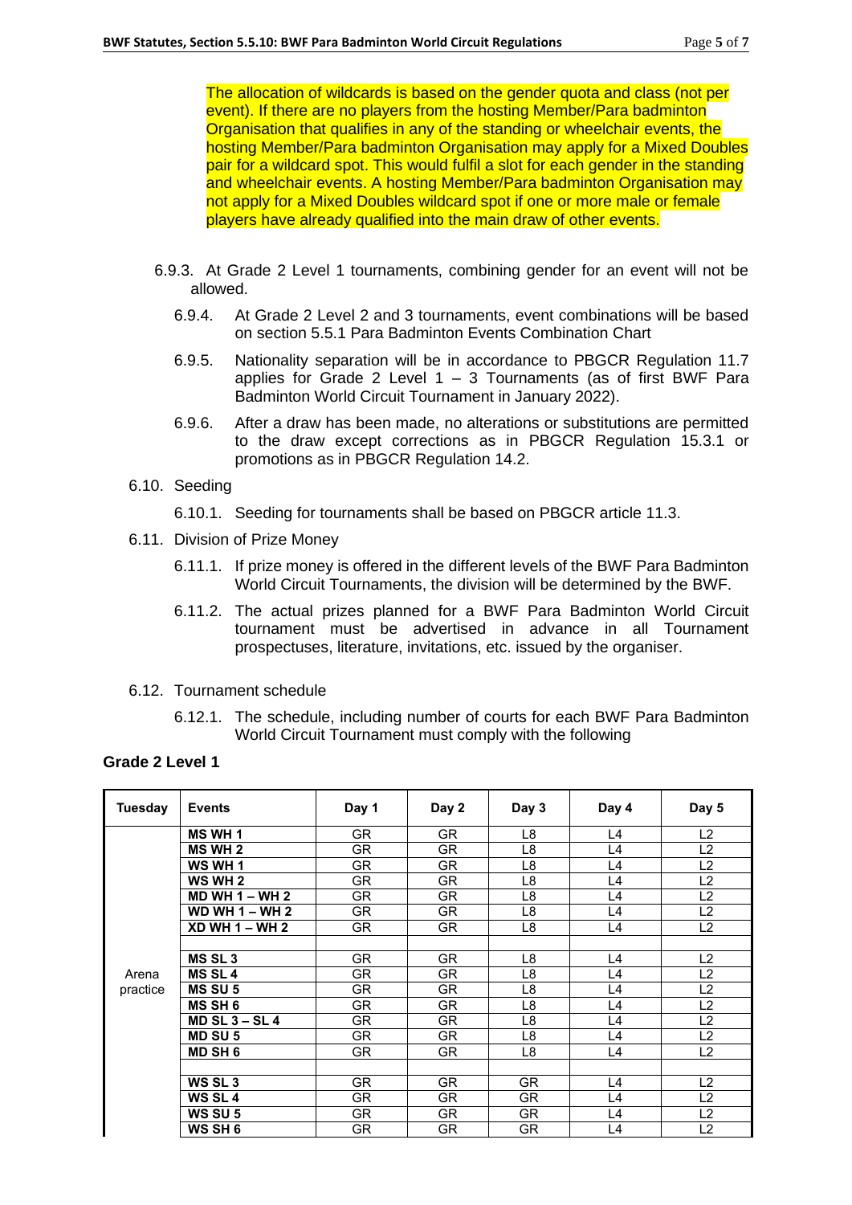The allocation of wildcards is based on the gender quota and class (not per event). If there are no players from the hosting Member/Para badminton Organisation that qualifies in any of the standing or wheelchair events, the hosting Member/Para badminton Organisation may apply for a Mixed Doubles pair for a wildcard spot. This would fulfil a slot for each gender in the standing and wheelchair events. A hosting Member/Para badminton Organisation may not apply for a Mixed Doubles wildcard spot if one or more male or female players have already qualified into the main draw of other events.

6.9.3. At Grade 2 Level 1 tournaments, combining gender for an event will not be allowed.

6.9.4. At Grade 2 Level 2 and 3 tournaments, event combinations will be based on section 5.5.1 Para Badminton Events Combination Chart

6.9.5. Nationality separation will be in accordance to PBGCR Regulation 11.7 applies for Grade 2 Level 1 – 3 Tournaments (as of first BWF Para Badminton World Circuit Tournament in January 2022).

6.9.6. After a draw has been made, no alterations or substitutions are permitted to the draw except corrections as in PBGCR Regulation 15.3.1 or promotions as in PBGCR Regulation 14.2.

6.10. Seeding

6.10.1. Seeding for tournaments shall be based on PBGCR article 11.3.

6.11. Division of Prize Money

6.11.1. If prize money is offered in the different levels of the BWF Para Badminton World Circuit Tournaments, the division will be determined by the BWF.

6.11.2. The actual prizes planned for a BWF Para Badminton World Circuit tournament must be advertised in advance in all Tournament prospectuses, literature, invitations, etc. issued by the organiser.

6.12. Tournament schedule

6.12.1. The schedule, including number of courts for each BWF Para Badminton World Circuit Tournament must comply with the following

**Grade 2 Level 1**

| Tuesday | Events | Day 1 | Day 2 | Day 3 | Day 4 | Day 5 |
|---|---|---|---|---|---|---|
| | **MS WH 1** | GR | GR | L8 | L4 | L2 |
| | **MS WH 2** | GR | GR | L8 | L4 | L2 |
| | **WS WH 1** | GR | GR | L8 | L4 | L2 |
| | **WS WH 2** | GR | GR | L8 | L4 | L2 |
| | **MD WH 1 – WH 2** | GR | GR | L8 | L4 | L2 |
| | **WD WH 1 – WH 2** | GR | GR | L8 | L4 | L2 |
| | **XD WH 1 – WH 2** | GR | GR | L8 | L4 | L2 |
| | | | | | | |
| | **MS SL 3** | GR | GR | L8 | L4 | L2 |
| Arena practice | **MS SL 4** | GR | GR | L8 | L4 | L2 |
| | **MS SU 5** | GR | GR | L8 | L4 | L2 |
| | **MS SH 6** | GR | GR | L8 | L4 | L2 |
| | **MD SL 3 – SL 4** | GR | GR | L8 | L4 | L2 |
| | **MD SU 5** | GR | GR | L8 | L4 | L2 |
| | **MD SH 6** | GR | GR | L8 | L4 | L2 |
| | | | | | | |
| | **WS SL 3** | GR | GR | GR | L4 | L2 |
| | **WS SL 4** | GR | GR | GR | L4 | L2 |
| | **WS SU 5** | GR | GR | GR | L4 | L2 |
| | **WS SH 6** | GR | GR | GR | L4 | L2 |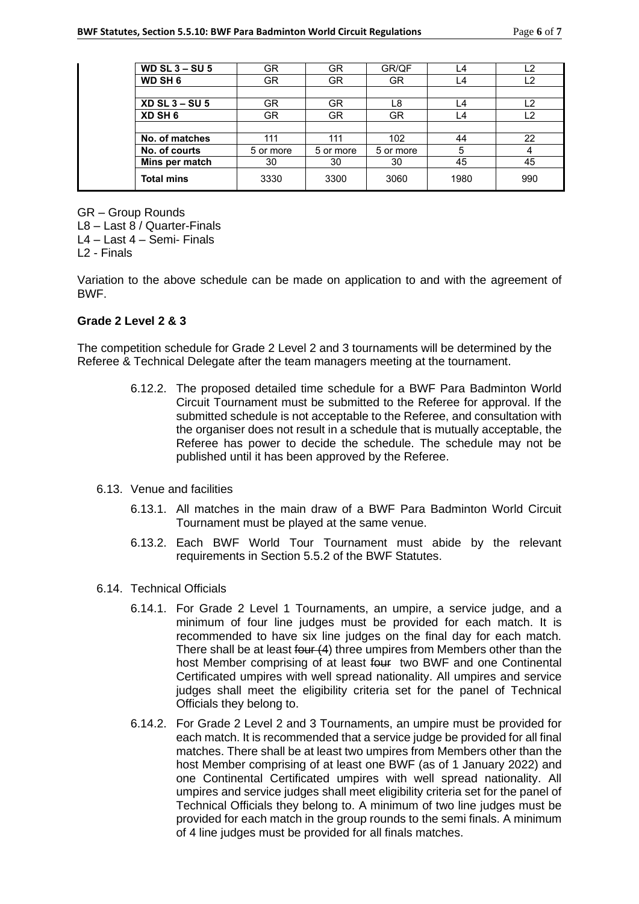| WD SL 3 – SU 5 | GR | GR | GR/QF | L4 | L2 |
|---|---|---|---|---|---|
| WD SH 6 | GR | GR | GR | L4 | L2 |
| | | | | | |
| XD SL 3 – SU 5 | GR | GR | L8 | L4 | L2 |
| XD SH 6 | GR | GR | GR | L4 | L2 |
| | | | | | |
| No. of matches | 111 | 111 | 102 | 44 | 22 |
| No. of courts | 5 or more | 5 or more | 5 or more | 5 | 4 |
| Mins per match | 30 | 30 | 30 | 45 | 45 |
| Total mins | 3330 | 3300 | 3060 | 1980 | 990 |

GR – Group Rounds
L8 – Last 8 / Quarter-Finals
L4 – Last 4 – Semi- Finals
L2 - Finals

Variation to the above schedule can be made on application to and with the agreement of BWF.

**Grade 2 Level 2 & 3**

The competition schedule for Grade 2 Level 2 and 3 tournaments will be determined by the Referee & Technical Delegate after the team managers meeting at the tournament.

6.12.2. The proposed detailed time schedule for a BWF Para Badminton World Circuit Tournament must be submitted to the Referee for approval. If the submitted schedule is not acceptable to the Referee, and consultation with the organiser does not result in a schedule that is mutually acceptable, the Referee has power to decide the schedule. The schedule may not be published until it has been approved by the Referee.

6.13. Venue and facilities

6.13.1. All matches in the main draw of a BWF Para Badminton World Circuit Tournament must be played at the same venue.

6.13.2. Each BWF World Tour Tournament must abide by the relevant requirements in Section 5.5.2 of the BWF Statutes.

6.14. Technical Officials

6.14.1. For Grade 2 Level 1 Tournaments, an umpire, a service judge, and a minimum of four line judges must be provided for each match. It is recommended to have six line judges on the final day for each match. There shall be at least ~~four (4)~~ three umpires from Members other than the host Member comprising of at least ~~four~~ two BWF and one Continental Certificated umpires with well spread nationality. All umpires and service judges shall meet the eligibility criteria set for the panel of Technical Officials they belong to.

6.14.2. For Grade 2 Level 2 and 3 Tournaments, an umpire must be provided for each match. It is recommended that a service judge be provided for all final matches. There shall be at least two umpires from Members other than the host Member comprising of at least one BWF (as of 1 January 2022) and one Continental Certificated umpires with well spread nationality. All umpires and service judges shall meet eligibility criteria set for the panel of Technical Officials they belong to. A minimum of two line judges must be provided for each match in the group rounds to the semi finals. A minimum of 4 line judges must be provided for all finals matches.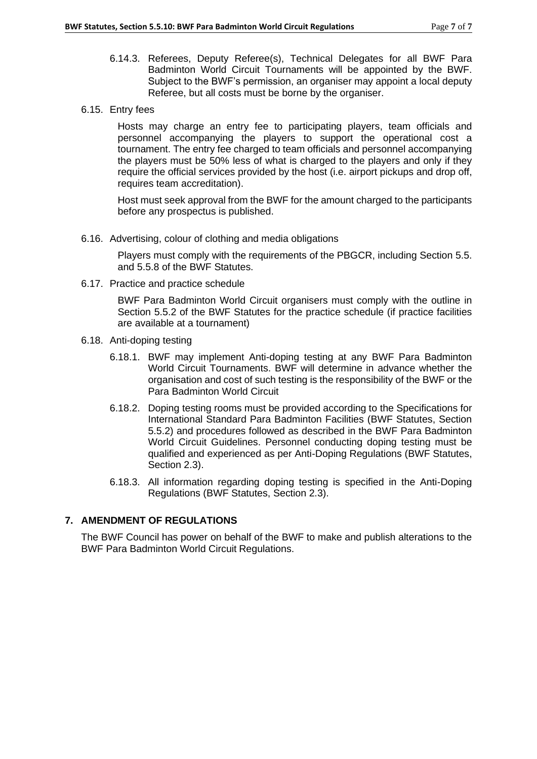6.14.3. Referees, Deputy Referee(s), Technical Delegates for all BWF Para Badminton World Circuit Tournaments will be appointed by the BWF. Subject to the BWF's permission, an organiser may appoint a local deputy Referee, but all costs must be borne by the organiser.

6.15. Entry fees

Hosts may charge an entry fee to participating players, team officials and personnel accompanying the players to support the operational cost a tournament. The entry fee charged to team officials and personnel accompanying the players must be 50% less of what is charged to the players and only if they require the official services provided by the host (i.e. airport pickups and drop off, requires team accreditation).

Host must seek approval from the BWF for the amount charged to the participants before any prospectus is published.

6.16. Advertising, colour of clothing and media obligations

Players must comply with the requirements of the PBGCR, including Section 5.5. and 5.5.8 of the BWF Statutes.

6.17. Practice and practice schedule

BWF Para Badminton World Circuit organisers must comply with the outline in Section 5.5.2 of the BWF Statutes for the practice schedule (if practice facilities are available at a tournament)

6.18. Anti-doping testing

6.18.1. BWF may implement Anti-doping testing at any BWF Para Badminton World Circuit Tournaments. BWF will determine in advance whether the organisation and cost of such testing is the responsibility of the BWF or the Para Badminton World Circuit

6.18.2. Doping testing rooms must be provided according to the Specifications for International Standard Para Badminton Facilities (BWF Statutes, Section 5.5.2) and procedures followed as described in the BWF Para Badminton World Circuit Guidelines. Personnel conducting doping testing must be qualified and experienced as per Anti-Doping Regulations (BWF Statutes, Section 2.3).

6.18.3. All information regarding doping testing is specified in the Anti-Doping Regulations (BWF Statutes, Section 2.3).

## 7. AMENDMENT OF REGULATIONS

The BWF Council has power on behalf of the BWF to make and publish alterations to the BWF Para Badminton World Circuit Regulations.